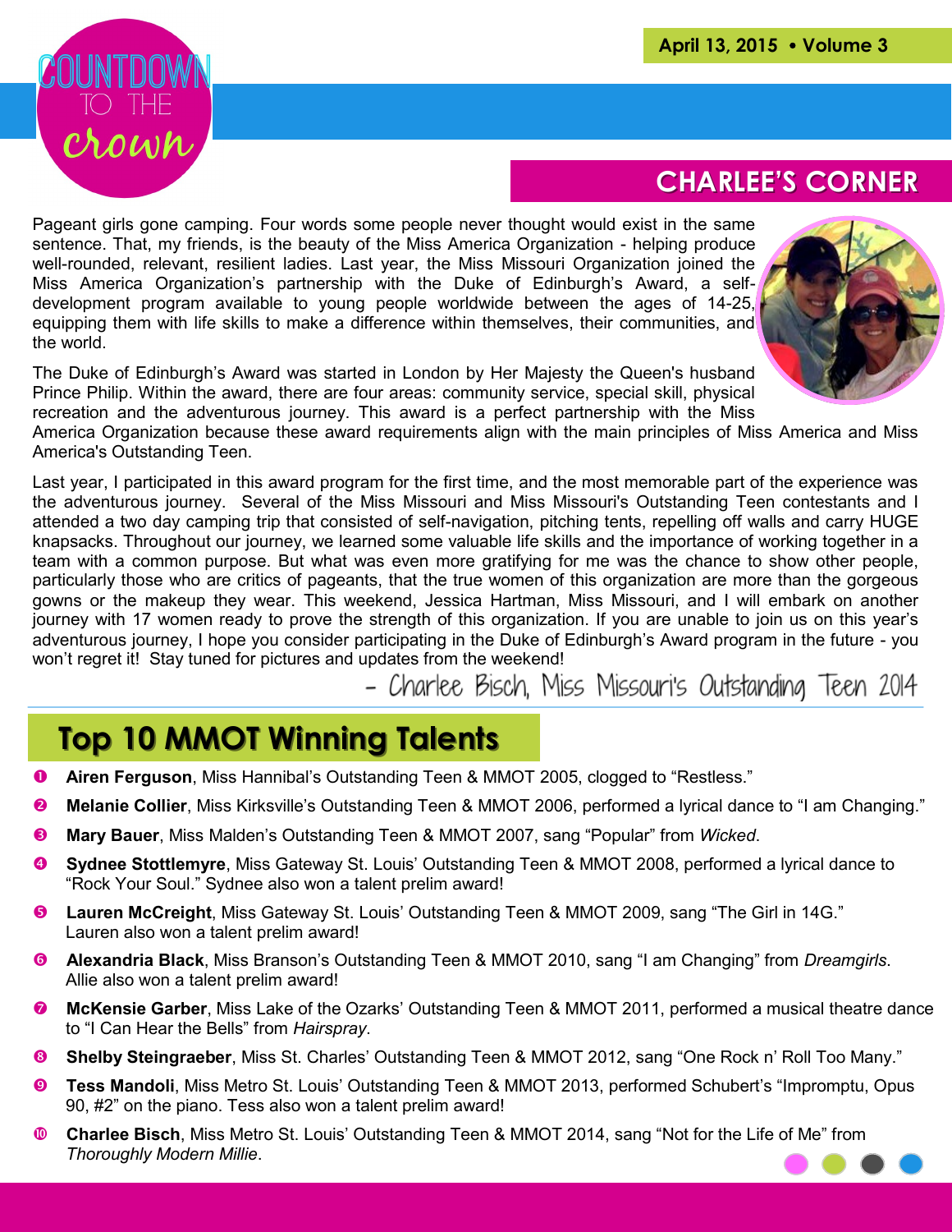# COUNTDOWN TO THE crown

**April 13, 2015 • Volume 3**

## CHARLEE'S CORNER

Pageant girls gone camping. Four words some people never thought would exist in the same sentence. That, my friends, is the beauty of the Miss America Organization - helping produce well-rounded, relevant, resilient ladies. Last year, the Miss Missouri Organization joined the Miss America Organization's partnership with the Duke of Edinburgh's Award, a self-development program available to young people worldwide between the ages of 14-25, equipping them with life skills to make a difference within themselves, their communities, and the world.

The Duke of Edinburgh's Award was started in London by Her Majesty the Queen's husband Prince Philip. Within the award, there are four areas: community service, special skill, physical recreation and the adventurous journey. This award is a perfect partnership with the Miss America Organization because these award requirements align with the main principles of Miss America and Miss America's Outstanding Teen.

Last year, I participated in this award program for the first time, and the most memorable part of the experience was the adventurous journey. Several of the Miss Missouri and Miss Missouri's Outstanding Teen contestants and I attended a two day camping trip that consisted of self-navigation, pitching tents, repelling off walls and carry HUGE knapsacks. Throughout our journey, we learned some valuable life skills and the importance of working together in a team with a common purpose. But what was even more gratifying for me was the chance to show other people, particularly those who are critics of pageants, that the true women of this organization are more than the gorgeous gowns or the makeup they wear. This weekend, Jessica Hartman, Miss Missouri, and I will embark on another journey with 17 women ready to prove the strength of this organization. If you are unable to join us on this year's adventurous journey, I hope you consider participating in the Duke of Edinburgh's Award program in the future - you won't regret it! Stay tuned for pictures and updates from the weekend!

- Charlee Bisch, Miss Missouri's Outstanding Teen 2014

## Top 10 MMOT Winning Talents

1. **Airen Ferguson**, Miss Hannibal's Outstanding Teen & MMOT 2005, clogged to "Restless."
2. **Melanie Collier**, Miss Kirksville's Outstanding Teen & MMOT 2006, performed a lyrical dance to "I am Changing."
3. **Mary Bauer**, Miss Malden's Outstanding Teen & MMOT 2007, sang "Popular" from *Wicked*.
4. **Sydnee Stottlemyre**, Miss Gateway St. Louis' Outstanding Teen & MMOT 2008, performed a lyrical dance to "Rock Your Soul." Sydnee also won a talent prelim award!
5. **Lauren McCreight**, Miss Gateway St. Louis' Outstanding Teen & MMOT 2009, sang "The Girl in 14G." Lauren also won a talent prelim award!
6. **Alexandria Black**, Miss Branson's Outstanding Teen & MMOT 2010, sang "I am Changing" from *Dreamgirls*. Allie also won a talent prelim award!
7. **McKensie Garber**, Miss Lake of the Ozarks' Outstanding Teen & MMOT 2011, performed a musical theatre dance to "I Can Hear the Bells" from *Hairspray*.
8. **Shelby Steingraeber**, Miss St. Charles' Outstanding Teen & MMOT 2012, sang "One Rock n' Roll Too Many."
9. **Tess Mandoli**, Miss Metro St. Louis' Outstanding Teen & MMOT 2013, performed Schubert's "Impromptu, Opus 90, #2" on the piano. Tess also won a talent prelim award!
10. **Charlee Bisch**, Miss Metro St. Louis' Outstanding Teen & MMOT 2014, sang "Not for the Life of Me" from *Thoroughly Modern Millie*.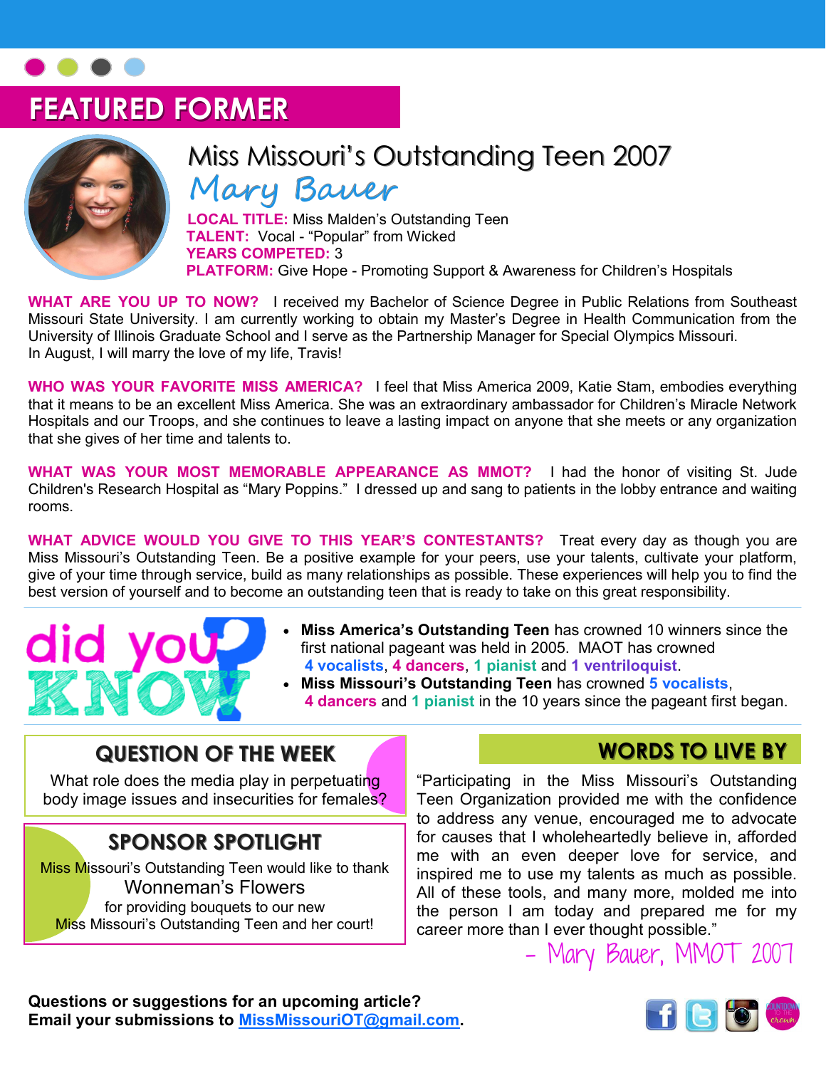## FEATURED FORMER

# Miss Missouri's Outstanding Teen 2007

## Mary Bauer

**LOCAL TITLE:** Miss Malden's Outstanding Teen
**TALENT:** Vocal - "Popular" from Wicked
**YEARS COMPETED:** 3
**PLATFORM:** Give Hope - Promoting Support & Awareness for Children's Hospitals

**WHAT ARE YOU UP TO NOW?** I received my Bachelor of Science Degree in Public Relations from Southeast Missouri State University. I am currently working to obtain my Master's Degree in Health Communication from the University of Illinois Graduate School and I serve as the Partnership Manager for Special Olympics Missouri.
In August, I will marry the love of my life, Travis!

**WHO WAS YOUR FAVORITE MISS AMERICA?** I feel that Miss America 2009, Katie Stam, embodies everything that it means to be an excellent Miss America. She was an extraordinary ambassador for Children's Miracle Network Hospitals and our Troops, and she continues to leave a lasting impact on anyone that she meets or any organization that she gives of her time and talents to.

**WHAT WAS YOUR MOST MEMORABLE APPEARANCE AS MMOT?** I had the honor of visiting St. Jude Children's Research Hospital as "Mary Poppins." I dressed up and sang to patients in the lobby entrance and waiting rooms.

**WHAT ADVICE WOULD YOU GIVE TO THIS YEAR'S CONTESTANTS?** Treat every day as though you are Miss Missouri's Outstanding Teen. Be a positive example for your peers, use your talents, cultivate your platform, give of your time through service, build as many relationships as possible. These experiences will help you to find the best version of yourself and to become an outstanding teen that is ready to take on this great responsibility.

## did you KNOW?

- **Miss America's Outstanding Teen** has crowned 10 winners since the first national pageant was held in 2005. MAOT has crowned **4 vocalists**, **4 dancers**, **1 pianist** and **1 ventriloquist**.
- **Miss Missouri's Outstanding Teen** has crowned **5 vocalists**, **4 dancers** and **1 pianist** in the 10 years since the pageant first began.

## QUESTION OF THE WEEK

What role does the media play in perpetuating body image issues and insecurities for females?

## SPONSOR SPOTLIGHT

Miss Missouri's Outstanding Teen would like to thank
Wonneman's Flowers
for providing bouquets to our new
Miss Missouri's Outstanding Teen and her court!

## WORDS TO LIVE BY

"Participating in the Miss Missouri's Outstanding Teen Organization provided me with the confidence to address any venue, encouraged me to advocate for causes that I wholeheartedly believe in, afforded me with an even deeper love for service, and inspired me to use my talents as much as possible. All of these tools, and many more, molded me into the person I am today and prepared me for my career more than I ever thought possible."

*- Mary Bauer, MMOT 2007*

**Questions or suggestions for an upcoming article?**
**Email your submissions to MissMissouriOT@gmail.com.**